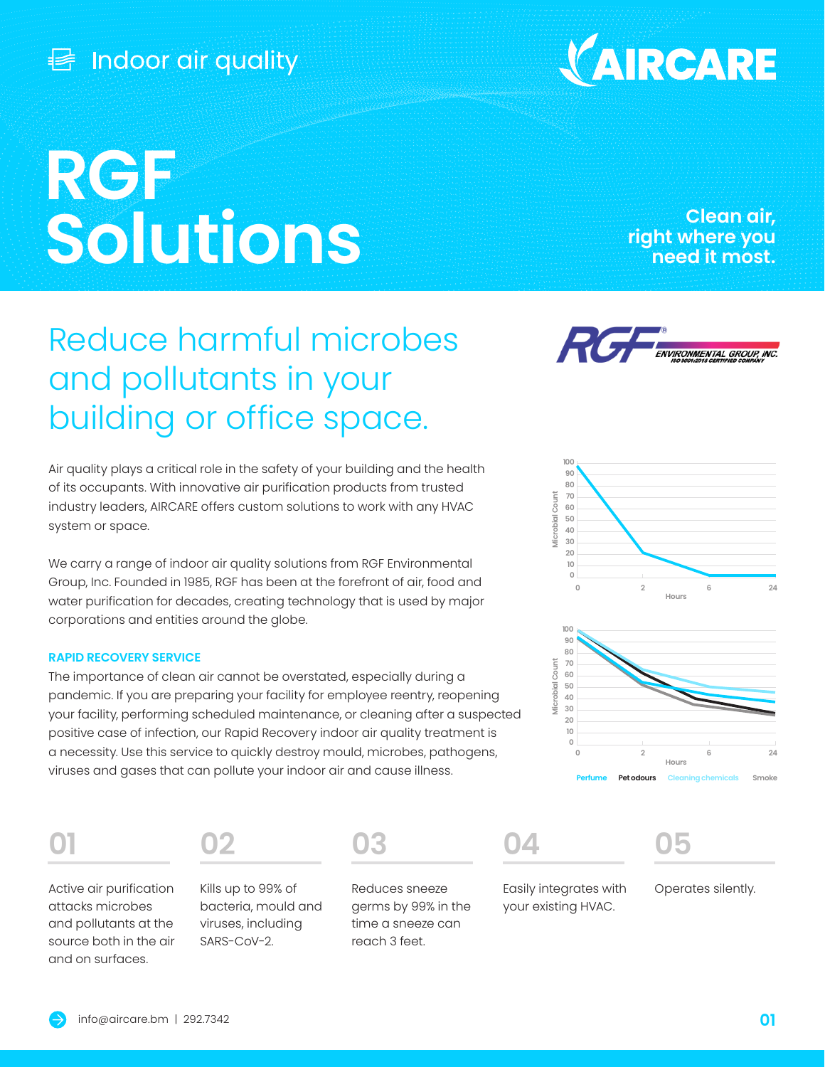Indoor air quality

AIRCARE

# RGF Solutions

**Clean air, right where you need it most.**

## Reduce harmful microbes and pollutants in your building or office space.

Air quality plays a critical role in the safety of your building and the health of its occupants. With innovative air purification products from trusted industry leaders, AIRCARE offers custom solutions to work with any HVAC system or space.

We carry a range of indoor air quality solutions from RGF Environmental Group, Inc. Founded in 1985, RGF has been at the forefront of air, food and water purification for decades, creating technology that is used by major corporations and entities around the globe.

### RAPID RECOVERY SERVICE

The importance of clean air cannot be overstated, especially during a pandemic. If you are preparing your facility for employee reentry, reopening your facility, performing scheduled maintenance, or cleaning after a suspected positive case of infection, our Rapid Recovery indoor air quality treatment is a necessity. Use this service to quickly destroy mould, microbes, pathogens, viruses and gases that can pollute your indoor air and cause illness.

RGF® ENVIRONMENTAL GROUP, INC. ISO 9001:2015 CERTIFIED COMPANY

Microbial Count / Hours (0, 2, 6, 24)

Microbial Count / Hours (0, 2, 6, 24) — Perfume, Pet odours, Cleaning chemicals, Smoke

**01** Active air purification attacks microbes and pollutants at the source both in the air and on surfaces.

**02** Kills up to 99% of bacteria, mould and viruses, including SARS-CoV-2.

**03** Reduces sneeze germs by 99% in the time a sneeze can reach 3 feet.

**04** Easily integrates with your existing HVAC.

**05** Operates silently.

info@aircare.bm | 292.7342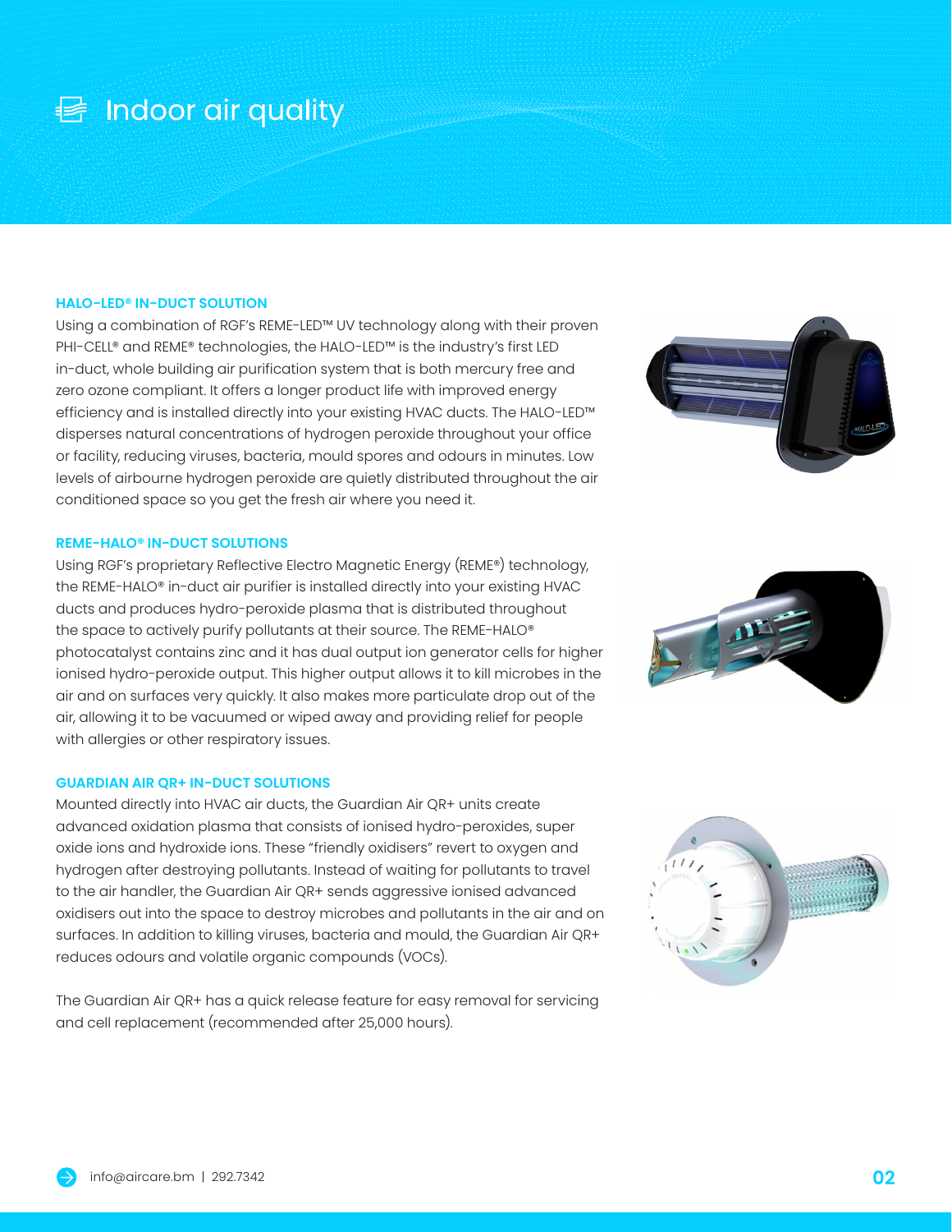# Indoor air quality

### HALO-LED® IN-DUCT SOLUTION

Using a combination of RGF's REME-LED™ UV technology along with their proven PHI-CELL® and REME® technologies, the HALO-LED™ is the industry's first LED in-duct, whole building air purification system that is both mercury free and zero ozone compliant. It offers a longer product life with improved energy efficiency and is installed directly into your existing HVAC ducts. The HALO-LED™ disperses natural concentrations of hydrogen peroxide throughout your office or facility, reducing viruses, bacteria, mould spores and odours in minutes. Low levels of airbourne hydrogen peroxide are quietly distributed throughout the air conditioned space so you get the fresh air where you need it.

### REME-HALO® IN-DUCT SOLUTIONS

Using RGF's proprietary Reflective Electro Magnetic Energy (REME®) technology, the REME-HALO® in-duct air purifier is installed directly into your existing HVAC ducts and produces hydro-peroxide plasma that is distributed throughout the space to actively purify pollutants at their source. The REME-HALO® photocatalyst contains zinc and it has dual output ion generator cells for higher ionised hydro-peroxide output. This higher output allows it to kill microbes in the air and on surfaces very quickly. It also makes more particulate drop out of the air, allowing it to be vacuumed or wiped away and providing relief for people with allergies or other respiratory issues.

### GUARDIAN AIR QR+ IN-DUCT SOLUTIONS

Mounted directly into HVAC air ducts, the Guardian Air QR+ units create advanced oxidation plasma that consists of ionised hydro-peroxides, super oxide ions and hydroxide ions. These "friendly oxidisers" revert to oxygen and hydrogen after destroying pollutants. Instead of waiting for pollutants to travel to the air handler, the Guardian Air QR+ sends aggressive ionised advanced oxidisers out into the space to destroy microbes and pollutants in the air and on surfaces. In addition to killing viruses, bacteria and mould, the Guardian Air QR+ reduces odours and volatile organic compounds (VOCs).

The Guardian Air QR+ has a quick release feature for easy removal for servicing and cell replacement (recommended after 25,000 hours).

info@aircare.bm | 292.7342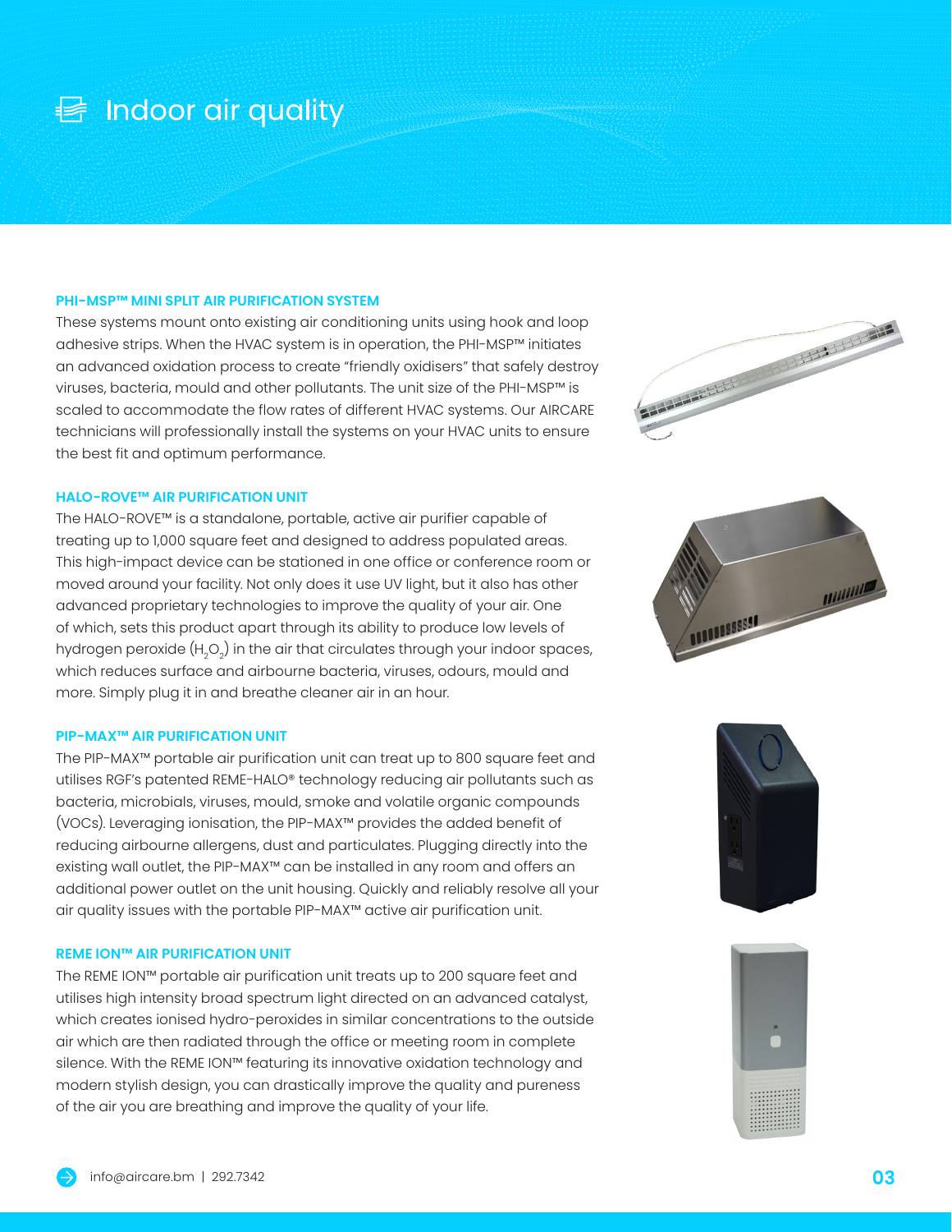# Indoor air quality

### PHI-MSP™ MINI SPLIT AIR PURIFICATION SYSTEM

These systems mount onto existing air conditioning units using hook and loop adhesive strips. When the HVAC system is in operation, the PHI-MSP™ initiates an advanced oxidation process to create "friendly oxidisers" that safely destroy viruses, bacteria, mould and other pollutants. The unit size of the PHI-MSP™ is scaled to accommodate the flow rates of different HVAC systems. Our AIRCARE technicians will professionally install the systems on your HVAC units to ensure the best fit and optimum performance.

### HALO-ROVE™ AIR PURIFICATION UNIT

The HALO-ROVE™ is a standalone, portable, active air purifier capable of treating up to 1,000 square feet and designed to address populated areas. This high-impact device can be stationed in one office or conference room or moved around your facility. Not only does it use UV light, but it also has other advanced proprietary technologies to improve the quality of your air. One of which, sets this product apart through its ability to produce low levels of hydrogen peroxide ($H_2O_2$) in the air that circulates through your indoor spaces, which reduces surface and airbourne bacteria, viruses, odours, mould and more. Simply plug it in and breathe cleaner air in an hour.

### PIP-MAX™ AIR PURIFICATION UNIT

The PIP-MAX™ portable air purification unit can treat up to 800 square feet and utilises RGF's patented REME-HALO® technology reducing air pollutants such as bacteria, microbials, viruses, mould, smoke and volatile organic compounds (VOCs). Leveraging ionisation, the PIP-MAX™ provides the added benefit of reducing airbourne allergens, dust and particulates. Plugging directly into the existing wall outlet, the PIP-MAX™ can be installed in any room and offers an additional power outlet on the unit housing. Quickly and reliably resolve all your air quality issues with the portable PIP-MAX™ active air purification unit.

### REME ION™ AIR PURIFICATION UNIT

The REME ION™ portable air purification unit treats up to 200 square feet and utilises high intensity broad spectrum light directed on an advanced catalyst, which creates ionised hydro-peroxides in similar concentrations to the outside air which are then radiated through the office or meeting room in complete silence. With the REME ION™ featuring its innovative oxidation technology and modern stylish design, you can drastically improve the quality and pureness of the air you are breathing and improve the quality of your life.

info@aircare.bm | 292.7342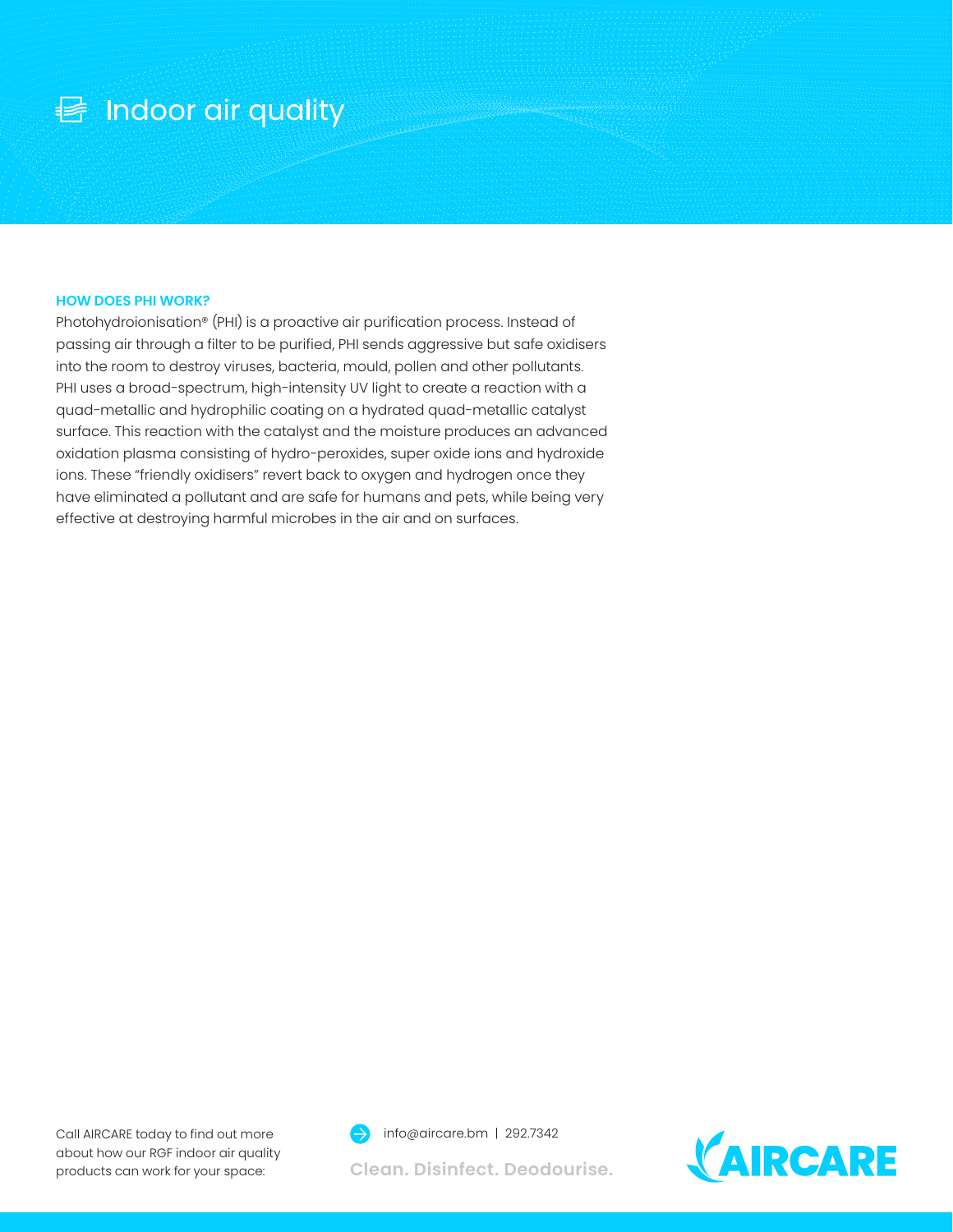# Indoor air quality

### HOW DOES PHI WORK?

Photohydroionisation® (PHI) is a proactive air purification process. Instead of passing air through a filter to be purified, PHI sends aggressive but safe oxidisers into the room to destroy viruses, bacteria, mould, pollen and other pollutants. PHI uses a broad-spectrum, high-intensity UV light to create a reaction with a quad-metallic and hydrophilic coating on a hydrated quad-metallic catalyst surface. This reaction with the catalyst and the moisture produces an advanced oxidation plasma consisting of hydro-peroxides, super oxide ions and hydroxide ions. These "friendly oxidisers" revert back to oxygen and hydrogen once they have eliminated a pollutant and are safe for humans and pets, while being very effective at destroying harmful microbes in the air and on surfaces.

Call AIRCARE today to find out more about how our RGF indoor air quality products can work for your space:

info@aircare.bm | 292.7342

**Clean. Disinfect. Deodourise.**

AIRCARE